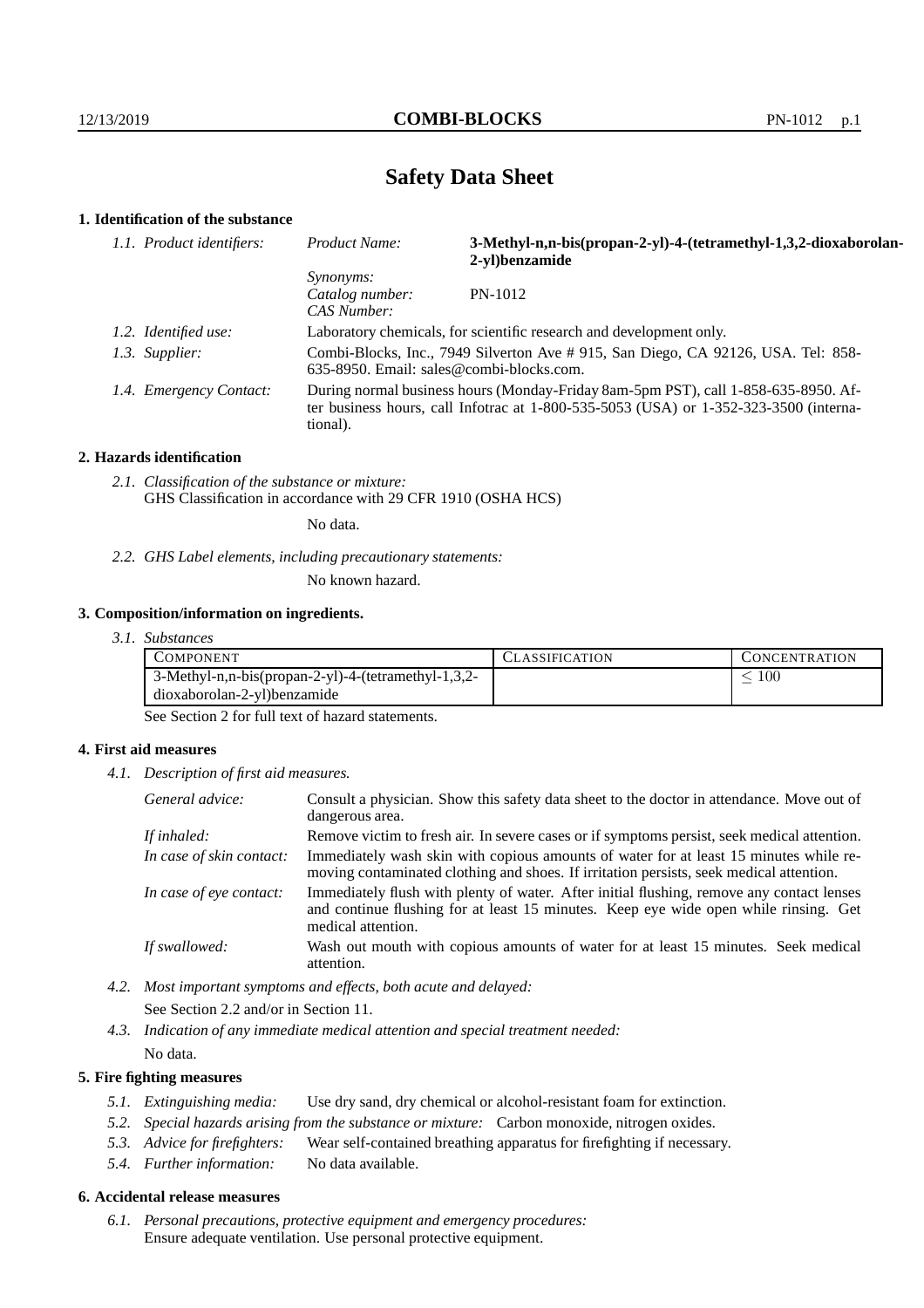# Safety Data Sheet

## 1. Identification of the substance

*1.1. Product identifiers:*

| | |
|---|---|
| *Product Name:* | **3-Methyl-n,n-bis(propan-2-yl)-4-(tetramethyl-1,3,2-dioxaborolan-2-yl)benzamide** |
| *Synonyms:* | |
| *Catalog number:* | PN-1012 |
| *CAS Number:* | |

*1.2. Identified use:* Laboratory chemicals, for scientific research and development only.

*1.3. Supplier:* Combi-Blocks, Inc., 7949 Silverton Ave # 915, San Diego, CA 92126, USA. Tel: 858-635-8950. Email: sales@combi-blocks.com.

*1.4. Emergency Contact:* During normal business hours (Monday-Friday 8am-5pm PST), call 1-858-635-8950. After business hours, call Infotrac at 1-800-535-5053 (USA) or 1-352-323-3500 (international).

## 2. Hazards identification

*2.1. Classification of the substance or mixture:*
GHS Classification in accordance with 29 CFR 1910 (OSHA HCS)

No data.

*2.2. GHS Label elements, including precautionary statements:*

No known hazard.

## 3. Composition/information on ingredients.

*3.1. Substances*

| Component | Classification | Concentration |
|---|---|---|
| 3-Methyl-n,n-bis(propan-2-yl)-4-(tetramethyl-1,3,2-dioxaborolan-2-yl)benzamide | | $\leq 100$ |

See Section 2 for full text of hazard statements.

## 4. First aid measures

*4.1. Description of first aid measures.*

*General advice:* Consult a physician. Show this safety data sheet to the doctor in attendance. Move out of dangerous area.

*If inhaled:* Remove victim to fresh air. In severe cases or if symptoms persist, seek medical attention.

*In case of skin contact:* Immediately wash skin with copious amounts of water for at least 15 minutes while removing contaminated clothing and shoes. If irritation persists, seek medical attention.

*In case of eye contact:* Immediately flush with plenty of water. After initial flushing, remove any contact lenses and continue flushing for at least 15 minutes. Keep eye wide open while rinsing. Get medical attention.

*If swallowed:* Wash out mouth with copious amounts of water for at least 15 minutes. Seek medical attention.

*4.2. Most important symptoms and effects, both acute and delayed:*

See Section 2.2 and/or in Section 11.

*4.3. Indication of any immediate medical attention and special treatment needed:*

No data.

## 5. Fire fighting measures

*5.1. Extinguishing media:* Use dry sand, dry chemical or alcohol-resistant foam for extinction.

*5.2. Special hazards arising from the substance or mixture:* Carbon monoxide, nitrogen oxides.

*5.3. Advice for firefighters:* Wear self-contained breathing apparatus for firefighting if necessary.

*5.4. Further information:* No data available.

## 6. Accidental release measures

*6.1. Personal precautions, protective equipment and emergency procedures:*
Ensure adequate ventilation. Use personal protective equipment.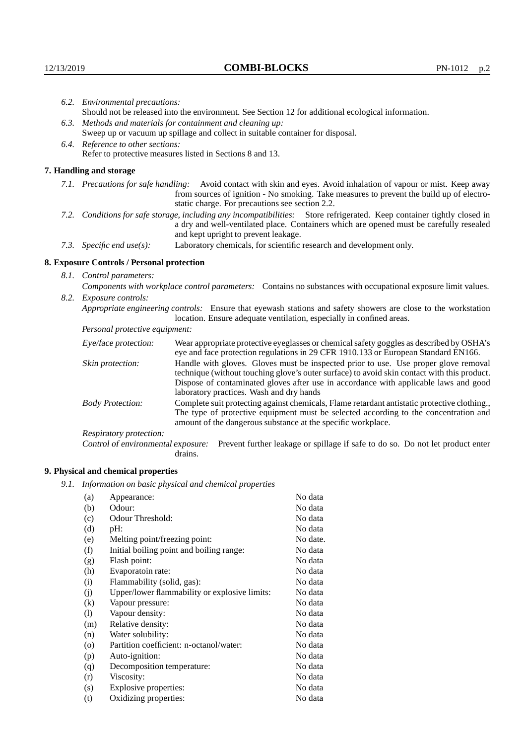*6.2. Environmental precautions:*
Should not be released into the environment. See Section 12 for additional ecological information.

*6.3. Methods and materials for containment and cleaning up:*
Sweep up or vacuum up spillage and collect in suitable container for disposal.

*6.4. Reference to other sections:*
Refer to protective measures listed in Sections 8 and 13.

## 7. Handling and storage

*7.1. Precautions for safe handling:* Avoid contact with skin and eyes. Avoid inhalation of vapour or mist. Keep away from sources of ignition - No smoking. Take measures to prevent the build up of electrostatic charge. For precautions see section 2.2.

*7.2. Conditions for safe storage, including any incompatibilities:* Store refrigerated. Keep container tightly closed in a dry and well-ventilated place. Containers which are opened must be carefully resealed and kept upright to prevent leakage.

*7.3. Specific end use(s):* Laboratory chemicals, for scientific research and development only.

## 8. Exposure Controls / Personal protection

*8.1. Control parameters:*
*Components with workplace control parameters:* Contains no substances with occupational exposure limit values.

*8.2. Exposure controls:*
*Appropriate engineering controls:* Ensure that eyewash stations and safety showers are close to the workstation location. Ensure adequate ventilation, especially in confined areas.

*Personal protective equipment:*

*Eye/face protection:* Wear appropriate protective eyeglasses or chemical safety goggles as described by OSHA's eye and face protection regulations in 29 CFR 1910.133 or European Standard EN166.

*Skin protection:* Handle with gloves. Gloves must be inspected prior to use. Use proper glove removal technique (without touching glove's outer surface) to avoid skin contact with this product. Dispose of contaminated gloves after use in accordance with applicable laws and good laboratory practices. Wash and dry hands

*Body Protection:* Complete suit protecting against chemicals, Flame retardant antistatic protective clothing., The type of protective equipment must be selected according to the concentration and amount of the dangerous substance at the specific workplace.

*Respiratory protection:*

*Control of environmental exposure:* Prevent further leakage or spillage if safe to do so. Do not let product enter drains.

## 9. Physical and chemical properties

*9.1. Information on basic physical and chemical properties*

| | | |
|---|---|---|
| (a) | Appearance: | No data |
| (b) | Odour: | No data |
| (c) | Odour Threshold: | No data |
| (d) | pH: | No data |
| (e) | Melting point/freezing point: | No date. |
| (f) | Initial boiling point and boiling range: | No data |
| (g) | Flash point: | No data |
| (h) | Evaporatoin rate: | No data |
| (i) | Flammability (solid, gas): | No data |
| (j) | Upper/lower flammability or explosive limits: | No data |
| (k) | Vapour pressure: | No data |
| (l) | Vapour density: | No data |
| (m) | Relative density: | No data |
| (n) | Water solubility: | No data |
| (o) | Partition coefficient: n-octanol/water: | No data |
| (p) | Auto-ignition: | No data |
| (q) | Decomposition temperature: | No data |
| (r) | Viscosity: | No data |
| (s) | Explosive properties: | No data |
| (t) | Oxidizing properties: | No data |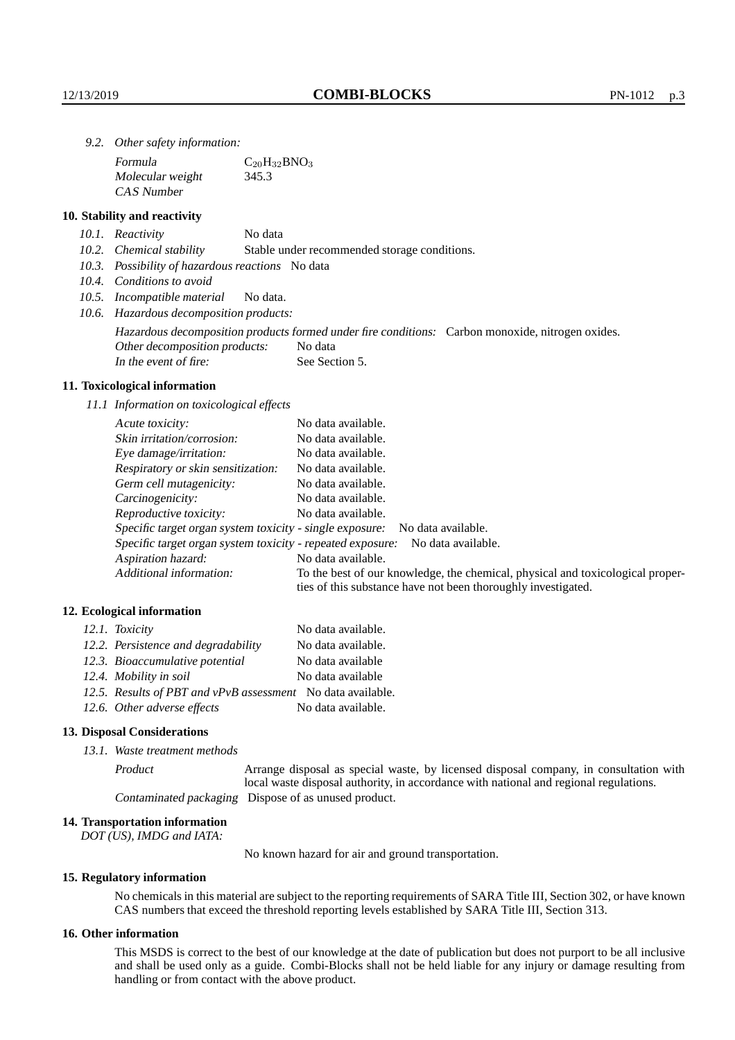*9.2. Other safety information:*

| | |
|---|---|
| *Formula* | $C_{20}H_{32}BNO_3$ |
| *Molecular weight* | 345.3 |
| *CAS Number* | |

## 10. Stability and reactivity

*10.1. Reactivity* No data

*10.2. Chemical stability* Stable under recommended storage conditions.

*10.3. Possibility of hazardous reactions* No data

*10.4. Conditions to avoid*

*10.5. Incompatible material* No data.

*10.6. Hazardous decomposition products:*

*Hazardous decomposition products formed under fire conditions:* Carbon monoxide, nitrogen oxides.

*Other decomposition products:* No data

*In the event of fire:* See Section 5.

## 11. Toxicological information

*11.1 Information on toxicological effects*

| | |
|---|---|
| *Acute toxicity:* | No data available. |
| *Skin irritation/corrosion:* | No data available. |
| *Eye damage/irritation:* | No data available. |
| *Respiratory or skin sensitization:* | No data available. |
| *Germ cell mutagenicity:* | No data available. |
| *Carcinogenicity:* | No data available. |
| *Reproductive toxicity:* | No data available. |
| *Specific target organ system toxicity - single exposure:* | No data available. |
| *Specific target organ system toxicity - repeated exposure:* | No data available. |
| *Aspiration hazard:* | No data available. |
| *Additional information:* | To the best of our knowledge, the chemical, physical and toxicological properties of this substance have not been thoroughly investigated. |

## 12. Ecological information

| | |
|---|---|
| *12.1. Toxicity* | No data available. |
| *12.2. Persistence and degradability* | No data available. |
| *12.3. Bioaccumulative potential* | No data available |
| *12.4. Mobility in soil* | No data available |
| *12.5. Results of PBT and vPvB assessment* | No data available. |
| *12.6. Other adverse effects* | No data available. |

## 13. Disposal Considerations

*13.1. Waste treatment methods*

*Product* Arrange disposal as special waste, by licensed disposal company, in consultation with local waste disposal authority, in accordance with national and regional regulations.

*Contaminated packaging* Dispose of as unused product.

## 14. Transportation information

*DOT (US), IMDG and IATA:*

No known hazard for air and ground transportation.

## 15. Regulatory information

No chemicals in this material are subject to the reporting requirements of SARA Title III, Section 302, or have known CAS numbers that exceed the threshold reporting levels established by SARA Title III, Section 313.

## 16. Other information

This MSDS is correct to the best of our knowledge at the date of publication but does not purport to be all inclusive and shall be used only as a guide. Combi-Blocks shall not be held liable for any injury or damage resulting from handling or from contact with the above product.